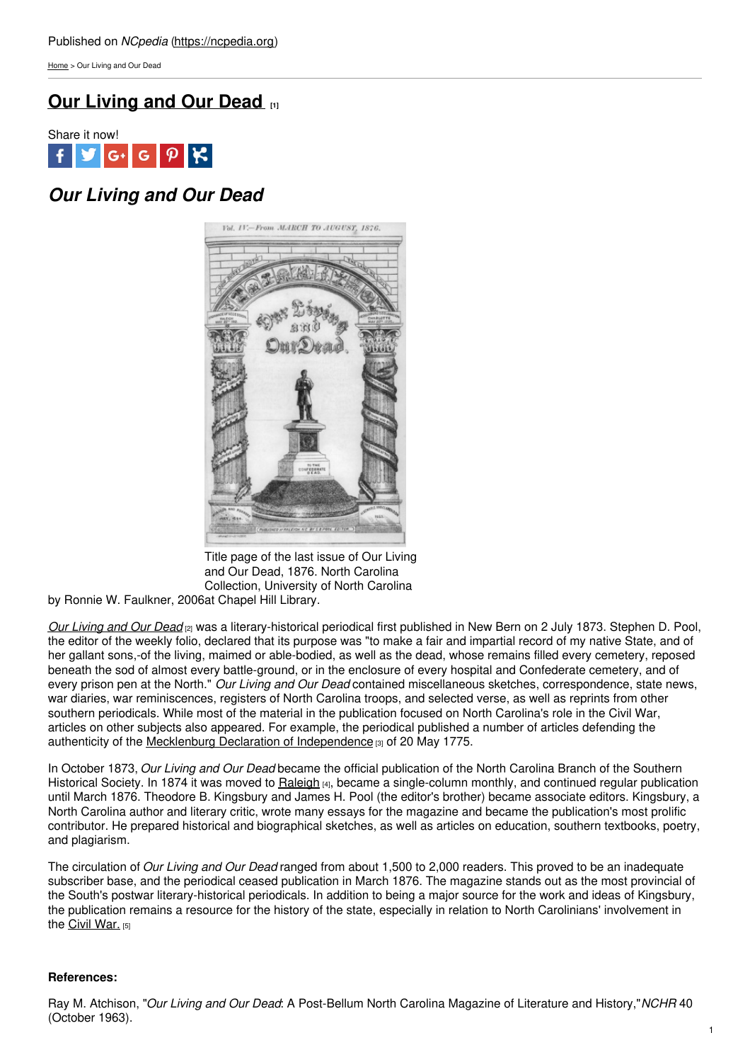Published on *NCpedia* (https://ncpedia.org)

Home > Our Living and Our Dead

# Our Living and Our Dead [1]

Share it now!

## *Our Living and Our Dead*

Title page of the last issue of Our Living and Our Dead, 1876. North Carolina Collection, University of North Carolina at Chapel Hill Library.

by Ronnie W. Faulkner, 2006

*Our Living and Our Dead* [2] was a literary-historical periodical first published in New Bern on 2 July 1873. Stephen D. Pool, the editor of the weekly folio, declared that its purpose was "to make a fair and impartial record of my native State, and of her gallant sons,-of the living, maimed or able-bodied, as well as the dead, whose remains filled every cemetery, reposed beneath the sod of almost every battle-ground, or in the enclosure of every hospital and Confederate cemetery, and of every prison pen at the North." *Our Living and Our Dead* contained miscellaneous sketches, correspondence, state news, war diaries, war reminiscences, registers of North Carolina troops, and selected verse, as well as reprints from other southern periodicals. While most of the material in the publication focused on North Carolina's role in the Civil War, articles on other subjects also appeared. For example, the periodical published a number of articles defending the authenticity of the Mecklenburg Declaration of Independence [3] of 20 May 1775.

In October 1873, *Our Living and Our Dead* became the official publication of the North Carolina Branch of the Southern Historical Society. In 1874 it was moved to Raleigh [4], became a single-column monthly, and continued regular publication until March 1876. Theodore B. Kingsbury and James H. Pool (the editor's brother) became associate editors. Kingsbury, a North Carolina author and literary critic, wrote many essays for the magazine and became the publication's most prolific contributor. He prepared historical and biographical sketches, as well as articles on education, southern textbooks, poetry, and plagiarism.

The circulation of *Our Living and Our Dead* ranged from about 1,500 to 2,000 readers. This proved to be an inadequate subscriber base, and the periodical ceased publication in March 1876. The magazine stands out as the most provincial of the South's postwar literary-historical periodicals. In addition to being a major source for the work and ideas of Kingsbury, the publication remains a resource for the history of the state, especially in relation to North Carolinians' involvement in the Civil War. [5]

**References:**

Ray M. Atchison, "*Our Living and Our Dead*: A Post-Bellum North Carolina Magazine of Literature and History," *NCHR* 40 (October 1963).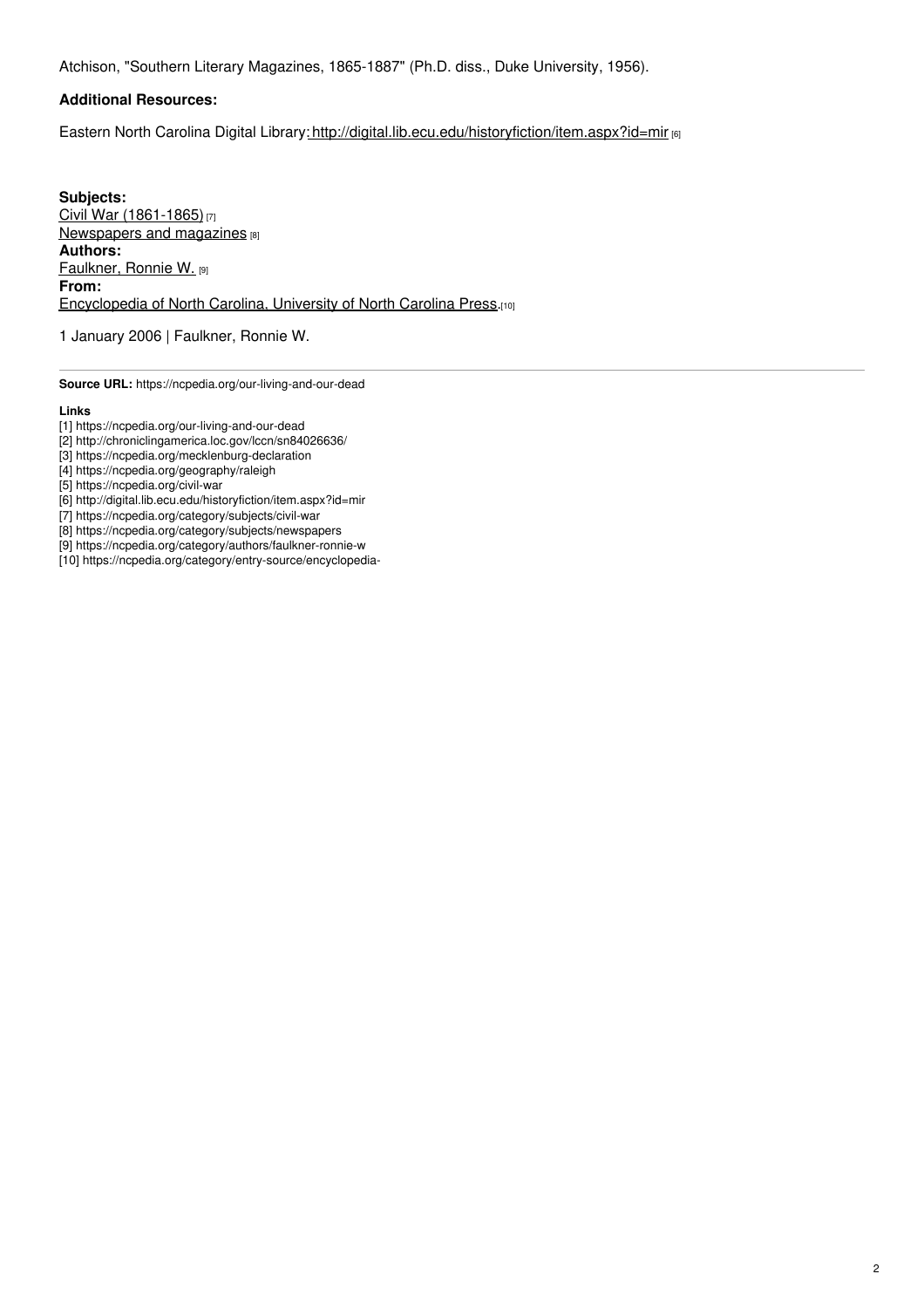Atchison, "Southern Literary Magazines, 1865-1887" (Ph.D. diss., Duke University, 1956).

**Additional Resources:**

Eastern North Carolina Digital Library: http://digital.lib.ecu.edu/historyfiction/item.aspx?id=mir [6]

**Subjects:**
Civil War (1861-1865) [7]
Newspapers and magazines [8]
**Authors:**
Faulkner, Ronnie W. [9]
**From:**
Encyclopedia of North Carolina, University of North Carolina Press.[10]

1 January 2006 | Faulkner, Ronnie W.

---

**Source URL:** https://ncpedia.org/our-living-and-our-dead

**Links**
[1] https://ncpedia.org/our-living-and-our-dead
[2] http://chroniclingamerica.loc.gov/lccn/sn84026636/
[3] https://ncpedia.org/mecklenburg-declaration
[4] https://ncpedia.org/geography/raleigh
[5] https://ncpedia.org/civil-war
[6] http://digital.lib.ecu.edu/historyfiction/item.aspx?id=mir
[7] https://ncpedia.org/category/subjects/civil-war
[8] https://ncpedia.org/category/subjects/newspapers
[9] https://ncpedia.org/category/authors/faulkner-ronnie-w
[10] https://ncpedia.org/category/entry-source/encyclopedia-